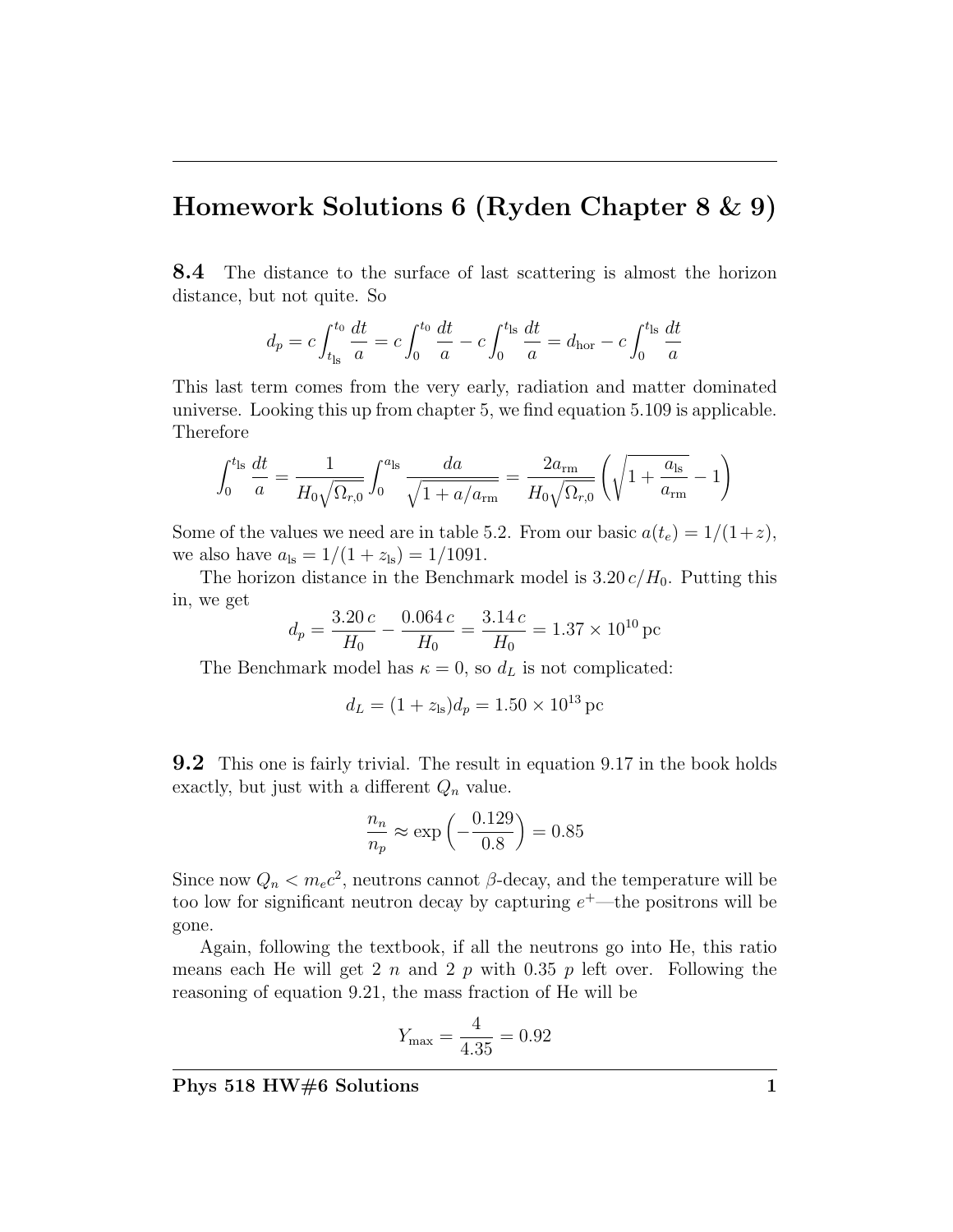# Homework Solutions 6 (Ryden Chapter 8 & 9)

**8.4** The distance to the surface of last scattering is almost the horizon distance, but not quite. So

$$d_p = c\int_{t_{\rm ls}}^{t_0} \frac{dt}{a} = c\int_0^{t_0} \frac{dt}{a} - c\int_0^{t_{\rm ls}} \frac{dt}{a} = d_{\rm hor} - c\int_0^{t_{\rm ls}} \frac{dt}{a}$$

This last term comes from the very early, radiation and matter dominated universe. Looking this up from chapter 5, we find equation 5.109 is applicable. Therefore

$$\int_0^{t_{\rm ls}} \frac{dt}{a} = \frac{1}{H_0\sqrt{\Omega_{r,0}}}\int_0^{a_{\rm ls}} \frac{da}{\sqrt{1+a/a_{\rm rm}}} = \frac{2a_{\rm rm}}{H_0\sqrt{\Omega_{r,0}}}\left(\sqrt{1+\frac{a_{\rm ls}}{a_{\rm rm}}}-1\right)$$

Some of the values we need are in table 5.2. From our basic $a(t_e) = 1/(1+z)$, we also have $a_{\rm ls} = 1/(1+z_{\rm ls}) = 1/1091$.

The horizon distance in the Benchmark model is $3.20\,c/H_0$. Putting this in, we get

$$d_p = \frac{3.20\,c}{H_0} - \frac{0.064\,c}{H_0} = \frac{3.14\,c}{H_0} = 1.37\times 10^{10}\,\text{pc}$$

The Benchmark model has $\kappa = 0$, so $d_L$ is not complicated:

$$d_L = (1+z_{\rm ls})d_p = 1.50\times 10^{13}\,\text{pc}$$

**9.2** This one is fairly trivial. The result in equation 9.17 in the book holds exactly, but just with a different $Q_n$ value.

$$\frac{n_n}{n_p} \approx \exp\left(-\frac{0.129}{0.8}\right) = 0.85$$

Since now $Q_n < m_e c^2$, neutrons cannot $\beta$-decay, and the temperature will be too low for significant neutron decay by capturing $e^+$—the positrons will be gone.

Again, following the textbook, if all the neutrons go into He, this ratio means each He will get 2 $n$ and 2 $p$ with 0.35 $p$ left over. Following the reasoning of equation 9.21, the mass fraction of He will be

$$Y_{\rm max} = \frac{4}{4.35} = 0.92$$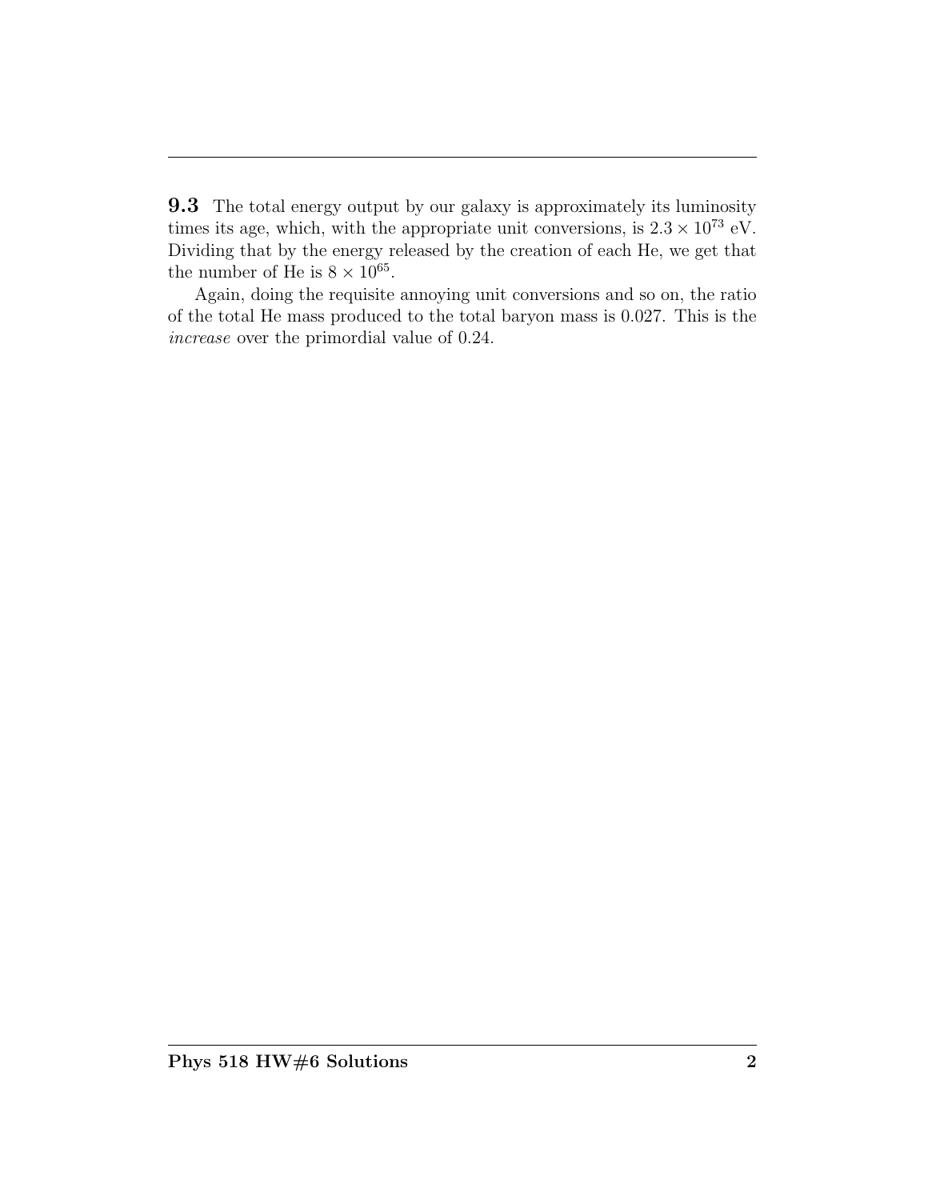**9.3** The total energy output by our galaxy is approximately its luminosity times its age, which, with the appropriate unit conversions, is $2.3 \times 10^{73}$ eV. Dividing that by the energy released by the creation of each He, we get that the number of He is $8 \times 10^{65}$.

Again, doing the requisite annoying unit conversions and so on, the ratio of the total He mass produced to the total baryon mass is 0.027. This is the *increase* over the primordial value of 0.24.